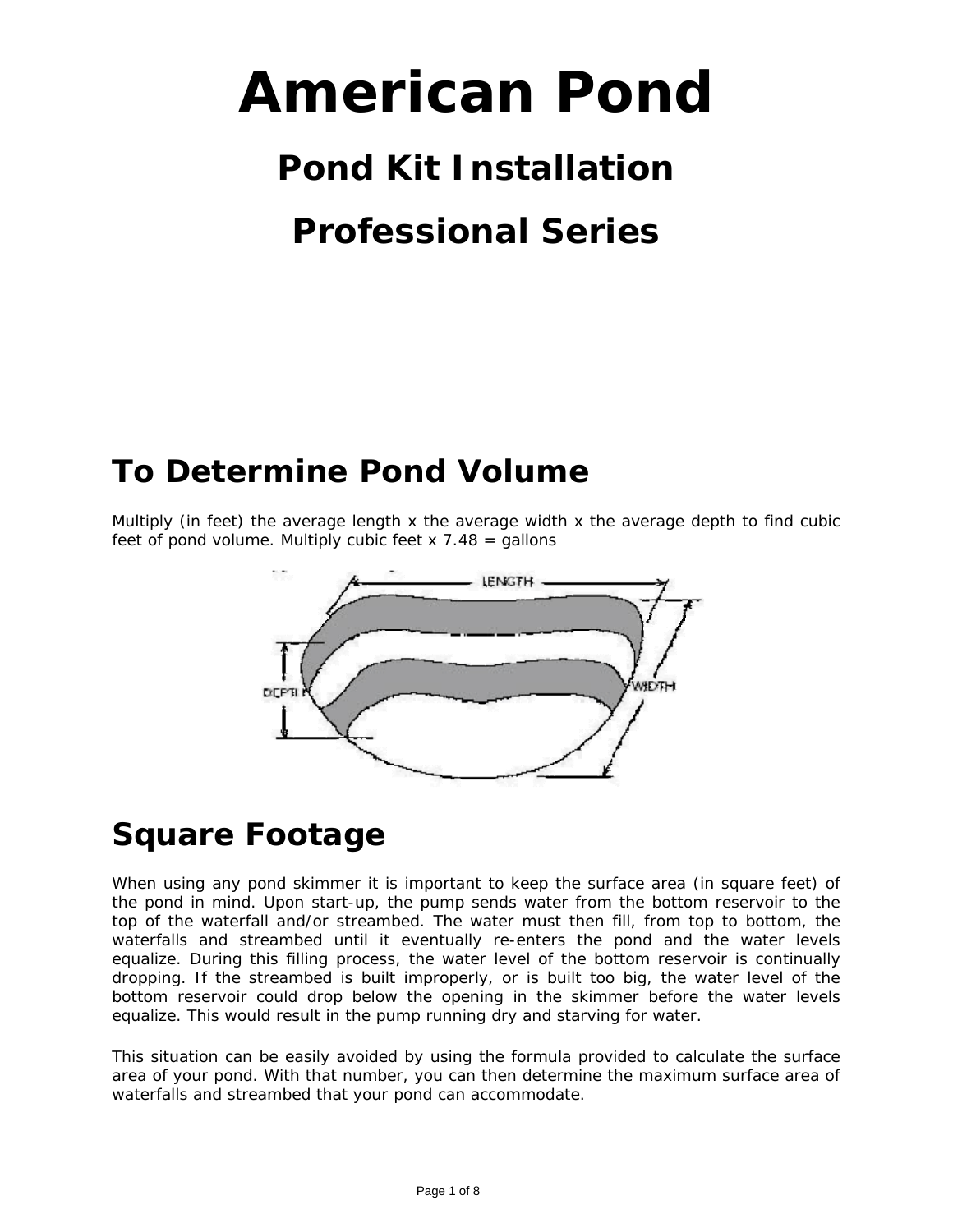# American Pond

## Pond Kit Installation

## Professional Series

## To Determine Pond Volume

Multiply (in feet) the average length x the average width x the average depth to find cubic feet of pond volume. Multiply cubic feet x 7.48 = gallons

## Square Footage

When using any pond skimmer it is important to keep the surface area (in square feet) of the pond in mind. Upon start-up, the pump sends water from the bottom reservoir to the top of the waterfall and/or streambed. The water must then fill, from top to bottom, the waterfalls and streambed until it eventually re-enters the pond and the water levels equalize. During this filling process, the water level of the bottom reservoir is continually dropping. If the streambed is built improperly, or is built too big, the water level of the bottom reservoir could drop below the opening in the skimmer before the water levels equalize. This would result in the pump running dry and starving for water.

This situation can be easily avoided by using the formula provided to calculate the surface area of your pond. With that number, you can then determine the maximum surface area of waterfalls and streambed that your pond can accommodate.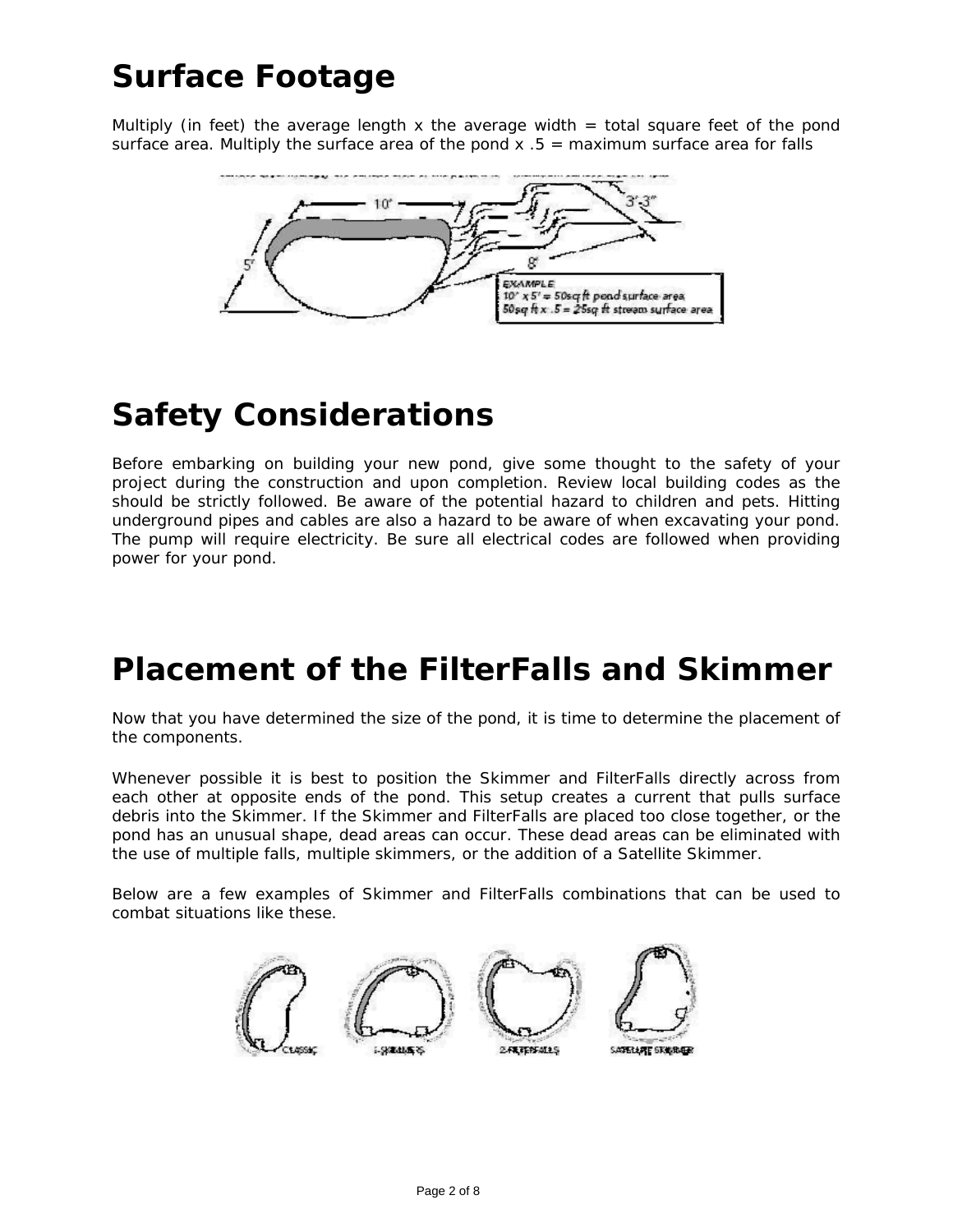# Surface Footage

Multiply (in feet) the average length x the average width = total square feet of the pond surface area. Multiply the surface area of the pond x .5 = maximum surface area for falls

# Safety Considerations

Before embarking on building your new pond, give some thought to the safety of your project during the construction and upon completion. Review local building codes as the should be strictly followed. Be aware of the potential hazard to children and pets. Hitting underground pipes and cables are also a hazard to be aware of when excavating your pond. The pump will require electricity. Be sure all electrical codes are followed when providing power for your pond.

# Placement of the FilterFalls and Skimmer

Now that you have determined the size of the pond, it is time to determine the placement of the components.

Whenever possible it is best to position the Skimmer and FilterFalls directly across from each other at opposite ends of the pond. This setup creates a current that pulls surface debris into the Skimmer. If the Skimmer and FilterFalls are placed too close together, or the pond has an unusual shape, dead areas can occur. These dead areas can be eliminated with the use of multiple falls, multiple skimmers, or the addition of a Satellite Skimmer.

Below are a few examples of Skimmer and FilterFalls combinations that can be used to combat situations like these.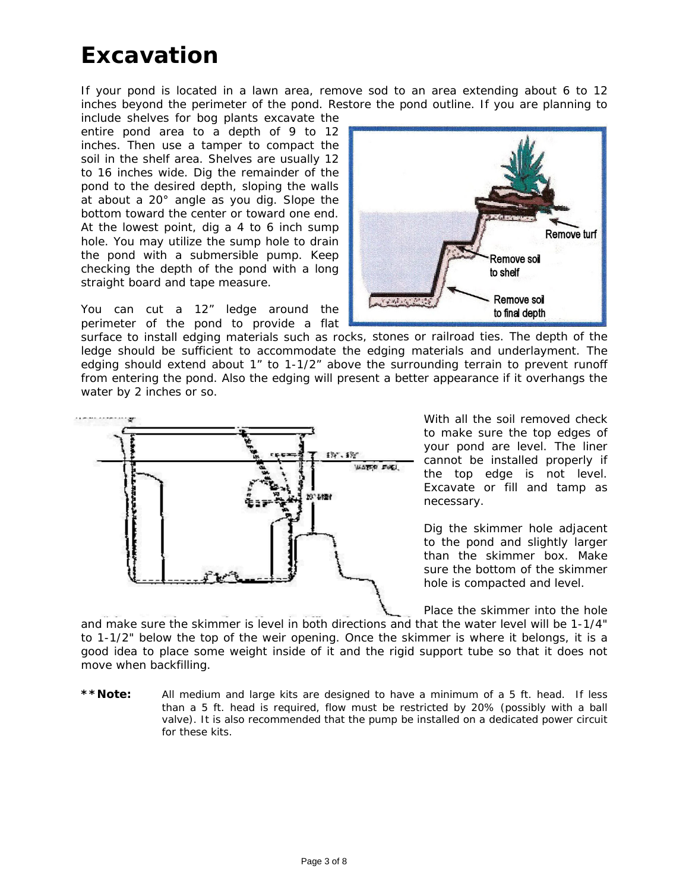# Excavation

If your pond is located in a lawn area, remove sod to an area extending about 6 to 12 inches beyond the perimeter of the pond. Restore the pond outline. If you are planning to include shelves for bog plants excavate the entire pond area to a depth of 9 to 12 inches. Then use a tamper to compact the soil in the shelf area. Shelves are usually 12 to 16 inches wide. Dig the remainder of the pond to the desired depth, sloping the walls at about a 20° angle as you dig. Slope the bottom toward the center or toward one end. At the lowest point, dig a 4 to 6 inch sump hole. You may utilize the sump hole to drain the pond with a submersible pump. Keep checking the depth of the pond with a long straight board and tape measure.

You can cut a 12" ledge around the perimeter of the pond to provide a flat surface to install edging materials such as rocks, stones or railroad ties. The depth of the ledge should be sufficient to accommodate the edging materials and underlayment. The edging should extend about 1" to 1-1/2" above the surrounding terrain to prevent runoff from entering the pond. Also the edging will present a better appearance if it overhangs the water by 2 inches or so.

With all the soil removed check to make sure the top edges of your pond are level. The liner cannot be installed properly if the top edge is not level. Excavate or fill and tamp as necessary.

Dig the skimmer hole adjacent to the pond and slightly larger than the skimmer box. Make sure the bottom of the skimmer hole is compacted and level.

Place the skimmer into the hole and make sure the skimmer is level in both directions and that the water level will be 1-1/4" to 1-1/2" below the top of the weir opening. Once the skimmer is where it belongs, it is a good idea to place some weight inside of it and the rigid support tube so that it does not move when backfilling.

**\*\*Note:** All medium and large kits are designed to have a minimum of a 5 ft. head. If less than a 5 ft. head is required, flow must be restricted by 20% (possibly with a ball valve). It is also recommended that the pump be installed on a dedicated power circuit for these kits.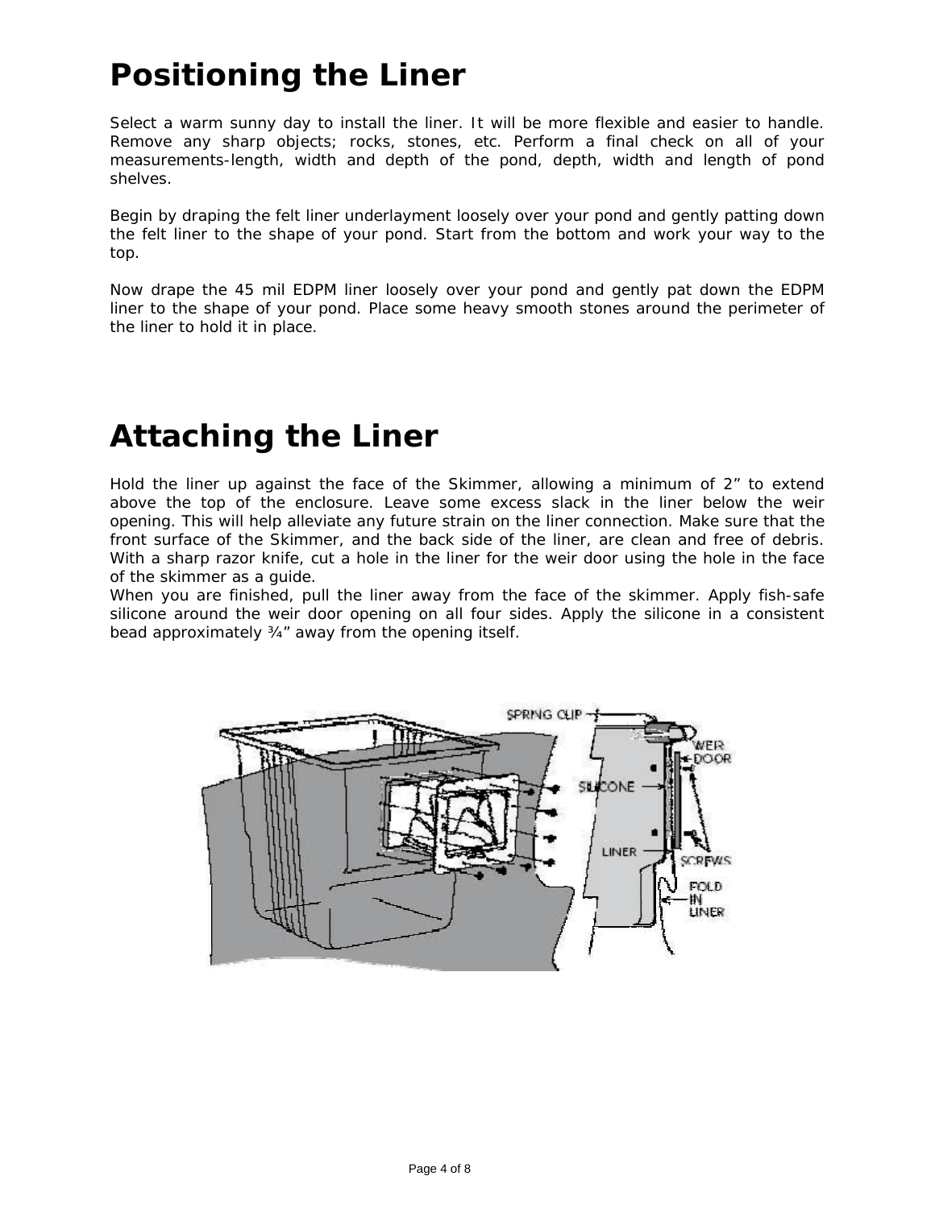# Positioning the Liner

Select a warm sunny day to install the liner. It will be more flexible and easier to handle. Remove any sharp objects; rocks, stones, etc. Perform a final check on all of your measurements-length, width and depth of the pond, depth, width and length of pond shelves.

Begin by draping the felt liner underlayment loosely over your pond and gently patting down the felt liner to the shape of your pond. Start from the bottom and work your way to the top.

Now drape the 45 mil EDPM liner loosely over your pond and gently pat down the EDPM liner to the shape of your pond. Place some heavy smooth stones around the perimeter of the liner to hold it in place.

# Attaching the Liner

Hold the liner up against the face of the Skimmer, allowing a minimum of 2” to extend above the top of the enclosure. Leave some excess slack in the liner below the weir opening. This will help alleviate any future strain on the liner connection. Make sure that the front surface of the Skimmer, and the back side of the liner, are clean and free of debris. With a sharp razor knife, cut a hole in the liner for the weir door using the hole in the face of the skimmer as a guide.

When you are finished, pull the liner away from the face of the skimmer. Apply fish-safe silicone around the weir door opening on all four sides. Apply the silicone in a consistent bead approximately ¾” away from the opening itself.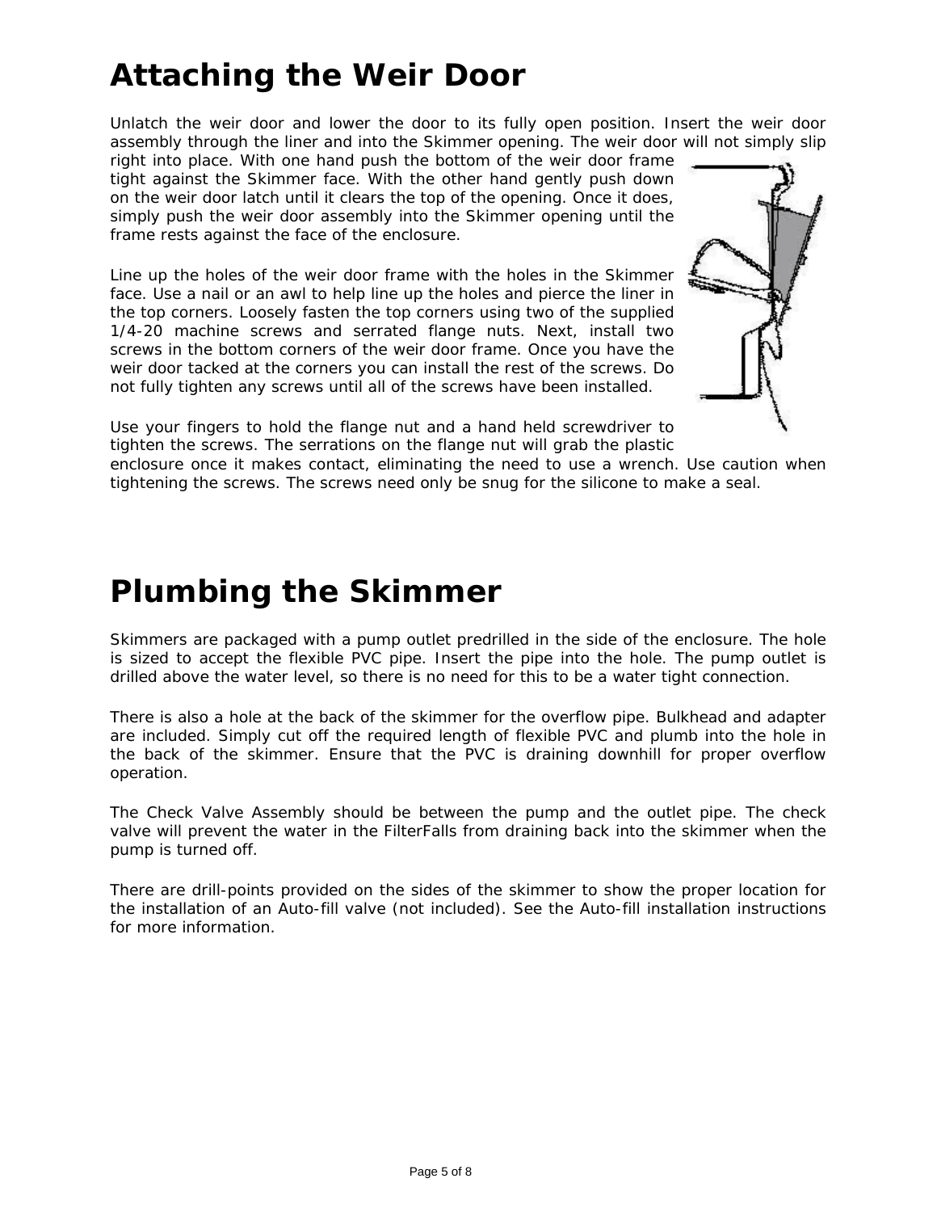# Attaching the Weir Door

Unlatch the weir door and lower the door to its fully open position. Insert the weir door assembly through the liner and into the Skimmer opening. The weir door will not simply slip right into place. With one hand push the bottom of the weir door frame tight against the Skimmer face. With the other hand gently push down on the weir door latch until it clears the top of the opening. Once it does, simply push the weir door assembly into the Skimmer opening until the frame rests against the face of the enclosure.

Line up the holes of the weir door frame with the holes in the Skimmer face. Use a nail or an awl to help line up the holes and pierce the liner in the top corners. Loosely fasten the top corners using two of the supplied 1/4-20 machine screws and serrated flange nuts. Next, install two screws in the bottom corners of the weir door frame. Once you have the weir door tacked at the corners you can install the rest of the screws. Do not fully tighten any screws until all of the screws have been installed.

Use your fingers to hold the flange nut and a hand held screwdriver to tighten the screws. The serrations on the flange nut will grab the plastic enclosure once it makes contact, eliminating the need to use a wrench. Use caution when tightening the screws. The screws need only be snug for the silicone to make a seal.

# Plumbing the Skimmer

Skimmers are packaged with a pump outlet predrilled in the side of the enclosure. The hole is sized to accept the flexible PVC pipe. Insert the pipe into the hole. The pump outlet is drilled above the water level, so there is no need for this to be a water tight connection.

There is also a hole at the back of the skimmer for the overflow pipe. Bulkhead and adapter are included. Simply cut off the required length of flexible PVC and plumb into the hole in the back of the skimmer. Ensure that the PVC is draining downhill for proper overflow operation.

The Check Valve Assembly should be between the pump and the outlet pipe. The check valve will prevent the water in the FilterFalls from draining back into the skimmer when the pump is turned off.

There are drill-points provided on the sides of the skimmer to show the proper location for the installation of an Auto-fill valve (not included). See the Auto-fill installation instructions for more information.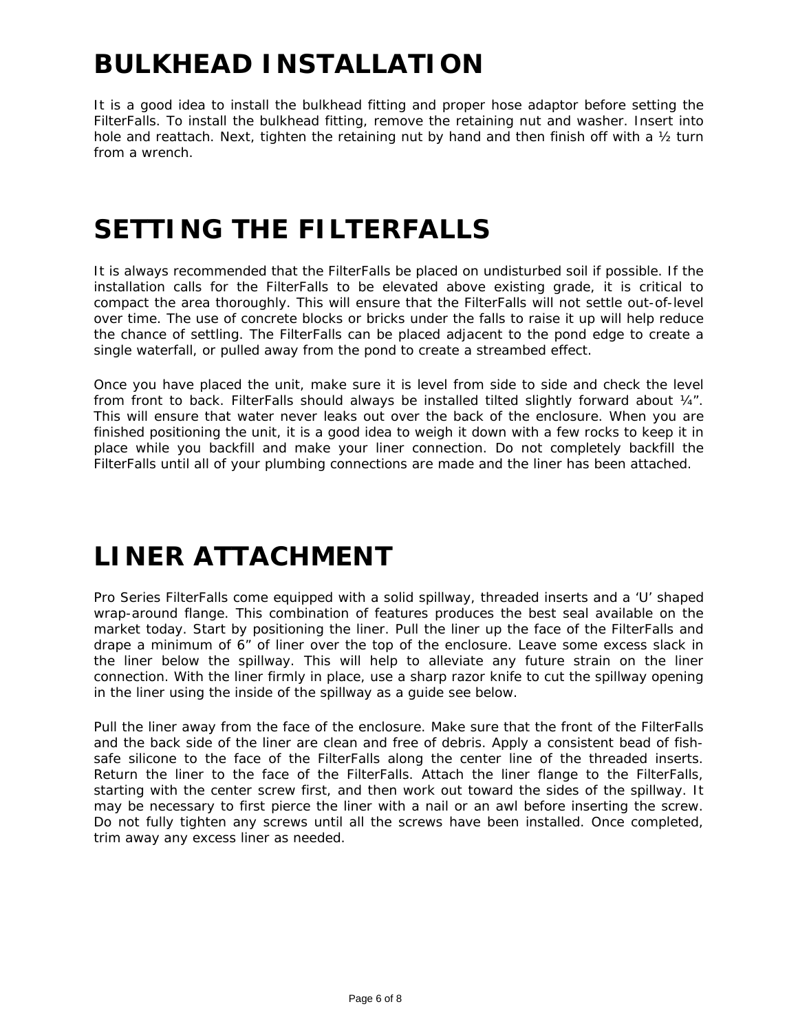# BULKHEAD INSTALLATION

It is a good idea to install the bulkhead fitting and proper hose adaptor before setting the FilterFalls. To install the bulkhead fitting, remove the retaining nut and washer. Insert into hole and reattach. Next, tighten the retaining nut by hand and then finish off with a ½ turn from a wrench.

# SETTING THE FILTERFALLS

It is always recommended that the FilterFalls be placed on undisturbed soil if possible. If the installation calls for the FilterFalls to be elevated above existing grade, it is critical to compact the area thoroughly. This will ensure that the FilterFalls will not settle out-of-level over time. The use of concrete blocks or bricks under the falls to raise it up will help reduce the chance of settling. The FilterFalls can be placed adjacent to the pond edge to create a single waterfall, or pulled away from the pond to create a streambed effect.

Once you have placed the unit, make sure it is level from side to side and check the level from front to back. FilterFalls should always be installed tilted slightly forward about ¼". This will ensure that water never leaks out over the back of the enclosure. When you are finished positioning the unit, it is a good idea to weigh it down with a few rocks to keep it in place while you backfill and make your liner connection. Do not completely backfill the FilterFalls until all of your plumbing connections are made and the liner has been attached.

# LINER ATTACHMENT

Pro Series FilterFalls come equipped with a solid spillway, threaded inserts and a 'U' shaped wrap-around flange. This combination of features produces the best seal available on the market today. Start by positioning the liner. Pull the liner up the face of the FilterFalls and drape a minimum of 6" of liner over the top of the enclosure. Leave some excess slack in the liner below the spillway. This will help to alleviate any future strain on the liner connection. With the liner firmly in place, use a sharp razor knife to cut the spillway opening in the liner using the inside of the spillway as a guide see below.

Pull the liner away from the face of the enclosure. Make sure that the front of the FilterFalls and the back side of the liner are clean and free of debris. Apply a consistent bead of fish-safe silicone to the face of the FilterFalls along the center line of the threaded inserts. Return the liner to the face of the FilterFalls. Attach the liner flange to the FilterFalls, starting with the center screw first, and then work out toward the sides of the spillway. It may be necessary to first pierce the liner with a nail or an awl before inserting the screw. Do not fully tighten any screws until all the screws have been installed. Once completed, trim away any excess liner as needed.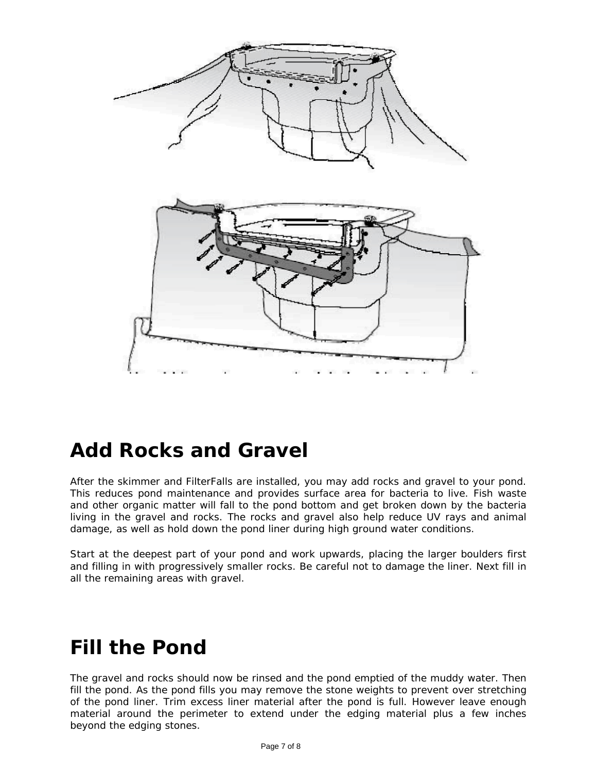## Add Rocks and Gravel

After the skimmer and FilterFalls are installed, you may add rocks and gravel to your pond. This reduces pond maintenance and provides surface area for bacteria to live. Fish waste and other organic matter will fall to the pond bottom and get broken down by the bacteria living in the gravel and rocks. The rocks and gravel also help reduce UV rays and animal damage, as well as hold down the pond liner during high ground water conditions.

Start at the deepest part of your pond and work upwards, placing the larger boulders first and filling in with progressively smaller rocks. Be careful not to damage the liner. Next fill in all the remaining areas with gravel.

## Fill the Pond

The gravel and rocks should now be rinsed and the pond emptied of the muddy water. Then fill the pond. As the pond fills you may remove the stone weights to prevent over stretching of the pond liner. Trim excess liner material after the pond is full. However leave enough material around the perimeter to extend under the edging material plus a few inches beyond the edging stones.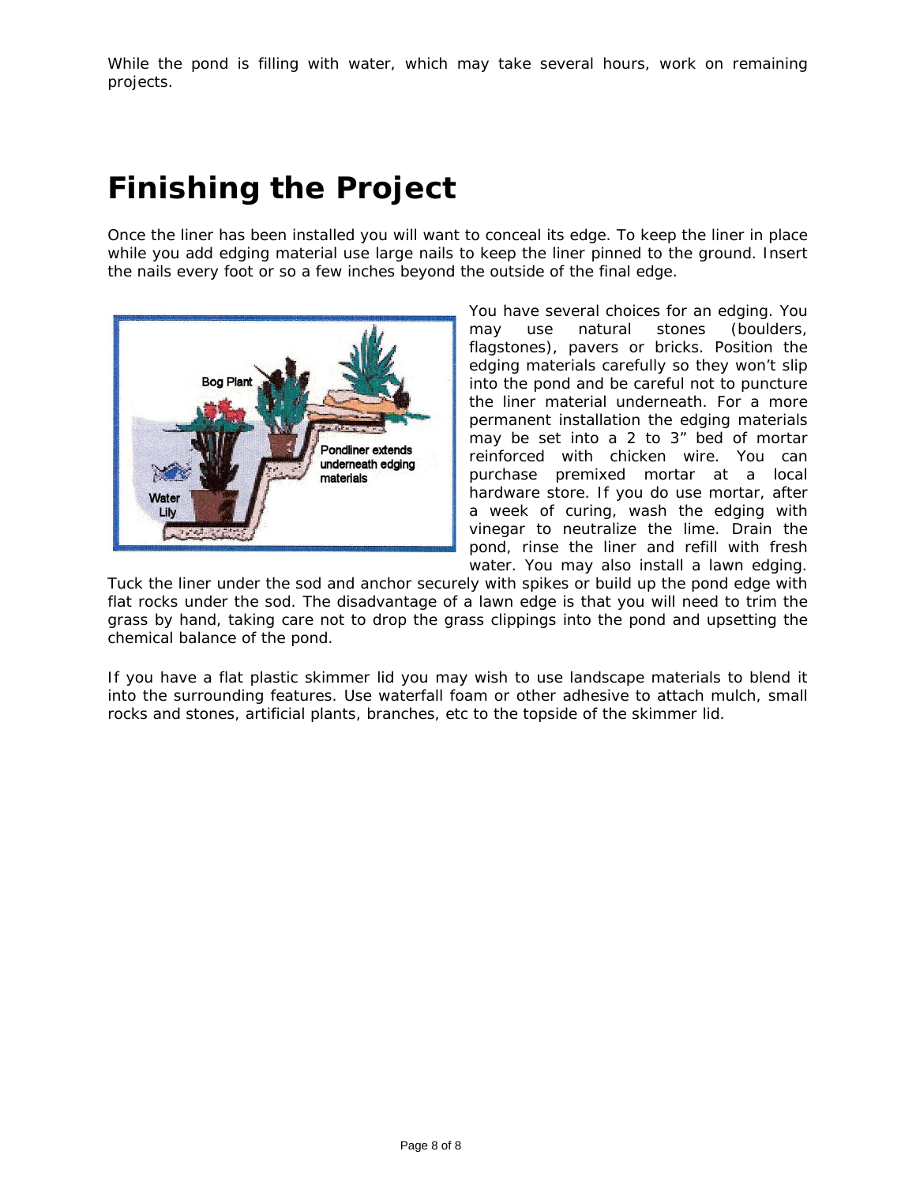While the pond is filling with water, which may take several hours, work on remaining projects.

# Finishing the Project

Once the liner has been installed you will want to conceal its edge. To keep the liner in place while you add edging material use large nails to keep the liner pinned to the ground. Insert the nails every foot or so a few inches beyond the outside of the final edge.

Bog Plant

Pondliner extends underneath edging materials

Water Lily

You have several choices for an edging. You may use natural stones (boulders, flagstones), pavers or bricks. Position the edging materials carefully so they won't slip into the pond and be careful not to puncture the liner material underneath. For a more permanent installation the edging materials may be set into a 2 to 3" bed of mortar reinforced with chicken wire. You can purchase premixed mortar at a local hardware store. If you do use mortar, after a week of curing, wash the edging with vinegar to neutralize the lime. Drain the pond, rinse the liner and refill with fresh water. You may also install a lawn edging. Tuck the liner under the sod and anchor securely with spikes or build up the pond edge with flat rocks under the sod. The disadvantage of a lawn edge is that you will need to trim the grass by hand, taking care not to drop the grass clippings into the pond and upsetting the chemical balance of the pond.

If you have a flat plastic skimmer lid you may wish to use landscape materials to blend it into the surrounding features. Use waterfall foam or other adhesive to attach mulch, small rocks and stones, artificial plants, branches, etc to the topside of the skimmer lid.